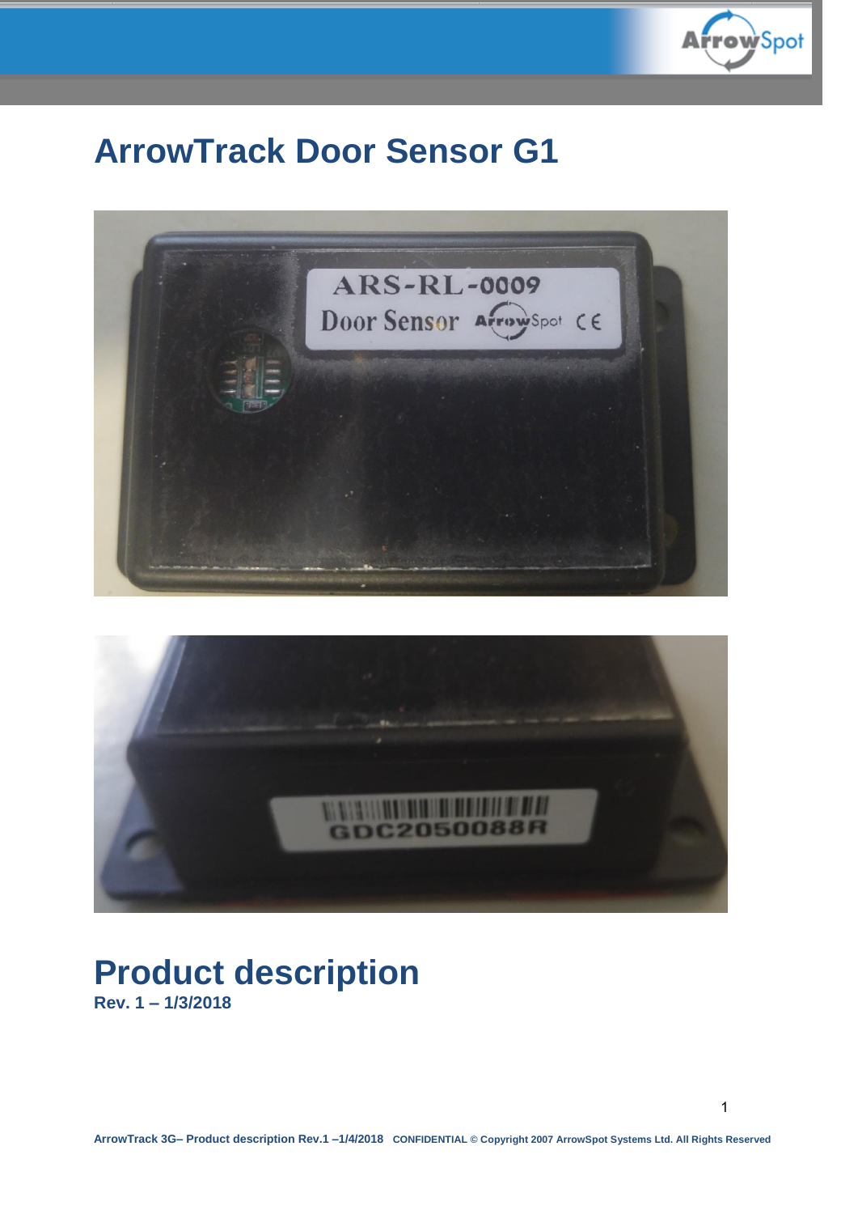# ArrowTrack Door Sensor G1

# Product description

**Rev. 1 – 1/3/2018**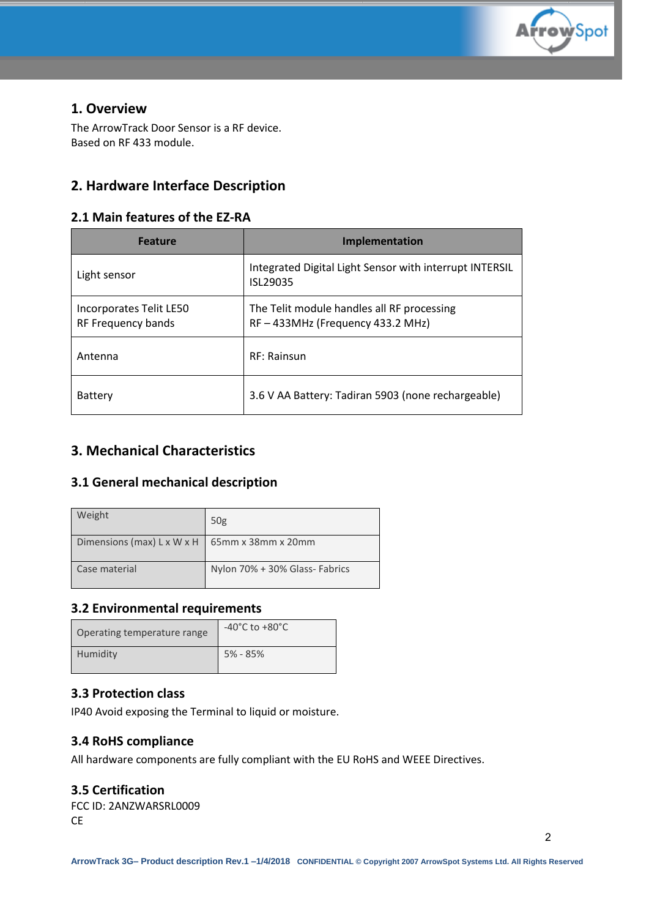## 1. Overview

The ArrowTrack Door Sensor is a RF device.
Based on RF 433 module.

## 2. Hardware Interface Description

### 2.1 Main features of the EZ-RA

| Feature | Implementation |
|---|---|
| Light sensor | Integrated Digital Light Sensor with interrupt INTERSIL ISL29035 |
| Incorporates Telit LE50<br>RF Frequency bands | The Telit module handles all RF processing<br>RF – 433MHz (Frequency 433.2 MHz) |
| Antenna | RF: Rainsun |
| Battery | 3.6 V AA Battery: Tadiran 5903 (none rechargeable) |

## 3. Mechanical Characteristics

### 3.1 General mechanical description

| | |
|---|---|
| Weight | 50g |
| Dimensions (max) L x W x H | 65mm x 38mm x 20mm |
| Case material | Nylon 70% + 30% Glass- Fabrics |

### 3.2 Environmental requirements

| | |
|---|---|
| Operating temperature range | -40°C to +80°C |
| Humidity | 5% - 85% |

### 3.3 Protection class

IP40 Avoid exposing the Terminal to liquid or moisture.

### 3.4 RoHS compliance

All hardware components are fully compliant with the EU RoHS and WEEE Directives.

### 3.5 Certification

FCC ID: 2ANZWARSRL0009
CE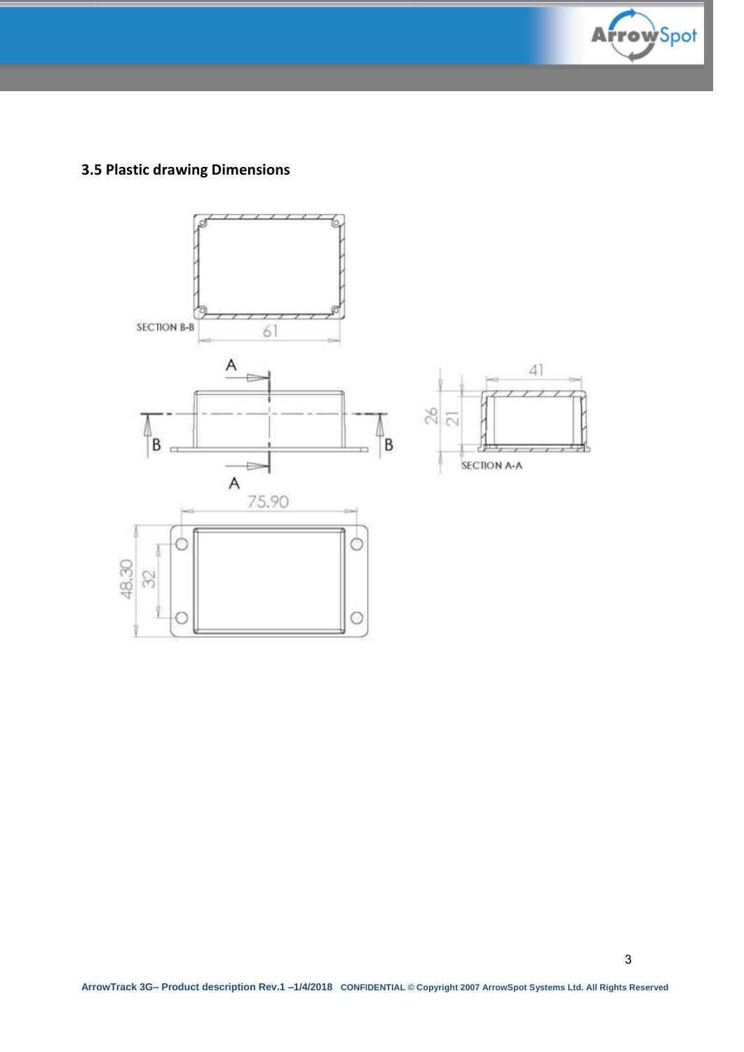### 3.5 Plastic drawing Dimensions

SECTION B-B

61

A

B

B

A

41

26

21

SECTION A-A

75.90

48.30

32